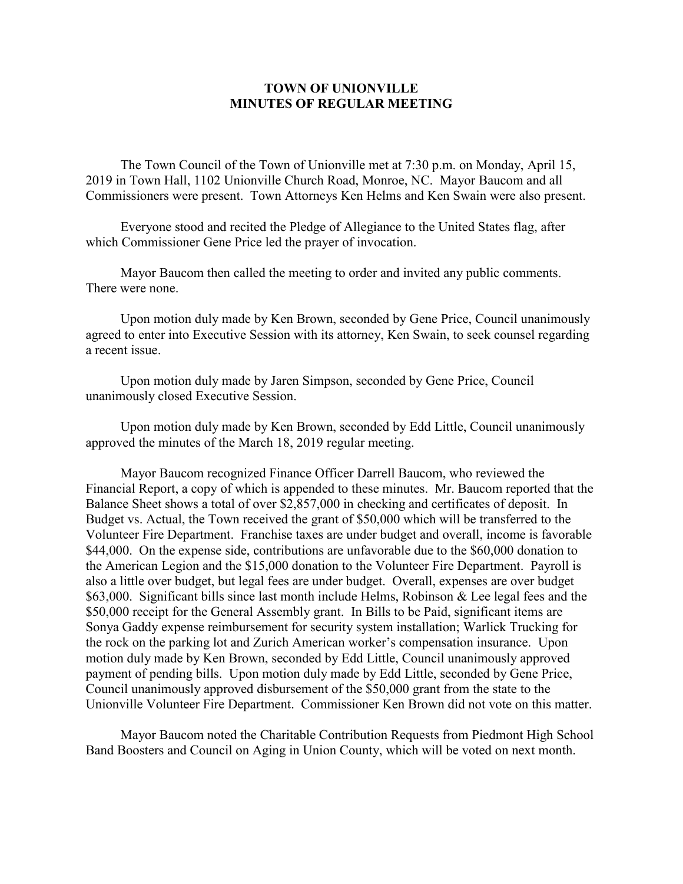# TOWN OF UNIONVILLE
# MINUTES OF REGULAR MEETING

The Town Council of the Town of Unionville met at 7:30 p.m. on Monday, April 15, 2019 in Town Hall, 1102 Unionville Church Road, Monroe, NC. Mayor Baucom and all Commissioners were present. Town Attorneys Ken Helms and Ken Swain were also present.

Everyone stood and recited the Pledge of Allegiance to the United States flag, after which Commissioner Gene Price led the prayer of invocation.

Mayor Baucom then called the meeting to order and invited any public comments. There were none.

Upon motion duly made by Ken Brown, seconded by Gene Price, Council unanimously agreed to enter into Executive Session with its attorney, Ken Swain, to seek counsel regarding a recent issue.

Upon motion duly made by Jaren Simpson, seconded by Gene Price, Council unanimously closed Executive Session.

Upon motion duly made by Ken Brown, seconded by Edd Little, Council unanimously approved the minutes of the March 18, 2019 regular meeting.

Mayor Baucom recognized Finance Officer Darrell Baucom, who reviewed the Financial Report, a copy of which is appended to these minutes. Mr. Baucom reported that the Balance Sheet shows a total of over $2,857,000 in checking and certificates of deposit. In Budget vs. Actual, the Town received the grant of $50,000 which will be transferred to the Volunteer Fire Department. Franchise taxes are under budget and overall, income is favorable $44,000. On the expense side, contributions are unfavorable due to the $60,000 donation to the American Legion and the $15,000 donation to the Volunteer Fire Department. Payroll is also a little over budget, but legal fees are under budget. Overall, expenses are over budget $63,000. Significant bills since last month include Helms, Robinson & Lee legal fees and the $50,000 receipt for the General Assembly grant. In Bills to be Paid, significant items are Sonya Gaddy expense reimbursement for security system installation; Warlick Trucking for the rock on the parking lot and Zurich American worker's compensation insurance. Upon motion duly made by Ken Brown, seconded by Edd Little, Council unanimously approved payment of pending bills. Upon motion duly made by Edd Little, seconded by Gene Price, Council unanimously approved disbursement of the $50,000 grant from the state to the Unionville Volunteer Fire Department. Commissioner Ken Brown did not vote on this matter.

Mayor Baucom noted the Charitable Contribution Requests from Piedmont High School Band Boosters and Council on Aging in Union County, which will be voted on next month.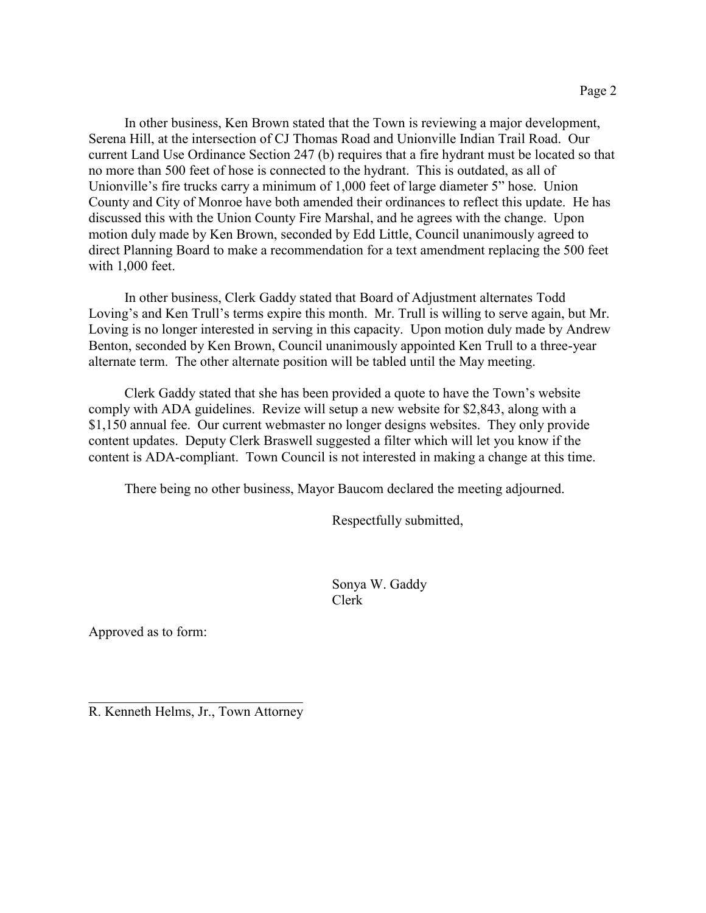In other business, Ken Brown stated that the Town is reviewing a major development, Serena Hill, at the intersection of CJ Thomas Road and Unionville Indian Trail Road. Our current Land Use Ordinance Section 247 (b) requires that a fire hydrant must be located so that no more than 500 feet of hose is connected to the hydrant. This is outdated, as all of Unionville's fire trucks carry a minimum of 1,000 feet of large diameter 5" hose. Union County and City of Monroe have both amended their ordinances to reflect this update. He has discussed this with the Union County Fire Marshal, and he agrees with the change. Upon motion duly made by Ken Brown, seconded by Edd Little, Council unanimously agreed to direct Planning Board to make a recommendation for a text amendment replacing the 500 feet with 1,000 feet.

In other business, Clerk Gaddy stated that Board of Adjustment alternates Todd Loving's and Ken Trull's terms expire this month. Mr. Trull is willing to serve again, but Mr. Loving is no longer interested in serving in this capacity. Upon motion duly made by Andrew Benton, seconded by Ken Brown, Council unanimously appointed Ken Trull to a three-year alternate term. The other alternate position will be tabled until the May meeting.

Clerk Gaddy stated that she has been provided a quote to have the Town's website comply with ADA guidelines. Revize will setup a new website for $2,843, along with a $1,150 annual fee. Our current webmaster no longer designs websites. They only provide content updates. Deputy Clerk Braswell suggested a filter which will let you know if the content is ADA-compliant. Town Council is not interested in making a change at this time.

There being no other business, Mayor Baucom declared the meeting adjourned.

Respectfully submitted,

Sonya W. Gaddy
Clerk

Approved as to form:

\_\_\_\_\_\_\_\_\_\_\_\_\_\_\_\_\_\_\_\_\_\_\_\_\_\_\_\_\_\_\_\_\_\_\_

R. Kenneth Helms, Jr., Town Attorney